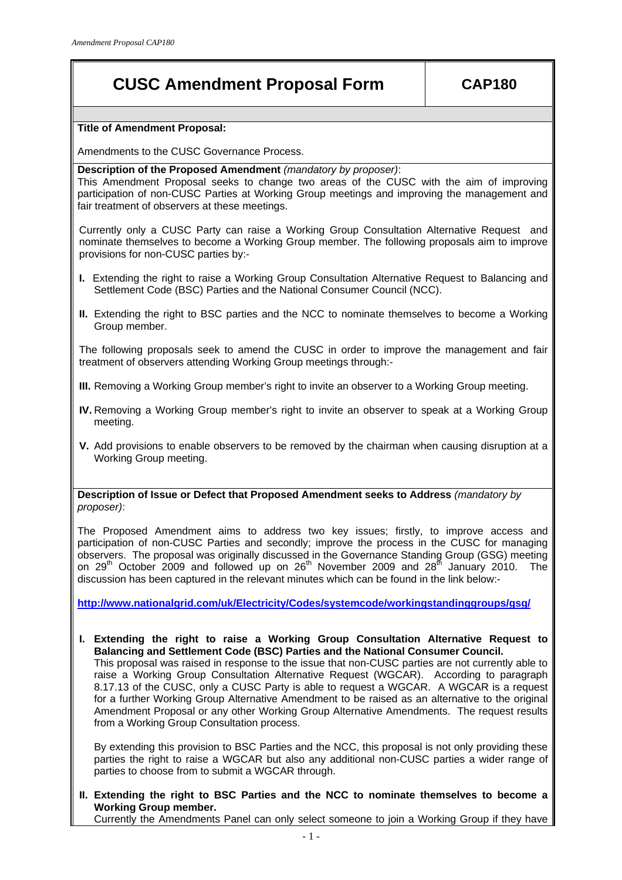# CUSC Amendment Proposal Form — CAP180

**Title of Amendment Proposal:**

Amendments to the CUSC Governance Process.

**Description of the Proposed Amendment** *(mandatory by proposer)*:

This Amendment Proposal seeks to change two areas of the CUSC with the aim of improving participation of non-CUSC Parties at Working Group meetings and improving the management and fair treatment of observers at these meetings.

Currently only a CUSC Party can raise a Working Group Consultation Alternative Request and nominate themselves to become a Working Group member. The following proposals aim to improve provisions for non-CUSC parties by:-

**I.** Extending the right to raise a Working Group Consultation Alternative Request to Balancing and Settlement Code (BSC) Parties and the National Consumer Council (NCC).

**II.** Extending the right to BSC parties and the NCC to nominate themselves to become a Working Group member.

The following proposals seek to amend the CUSC in order to improve the management and fair treatment of observers attending Working Group meetings through:-

**III.** Removing a Working Group member's right to invite an observer to a Working Group meeting.

**IV.** Removing a Working Group member's right to invite an observer to speak at a Working Group meeting.

**V.** Add provisions to enable observers to be removed by the chairman when causing disruption at a Working Group meeting.

**Description of Issue or Defect that Proposed Amendment seeks to Address** *(mandatory by proposer)*:

The Proposed Amendment aims to address two key issues; firstly, to improve access and participation of non-CUSC Parties and secondly; improve the process in the CUSC for managing observers. The proposal was originally discussed in the Governance Standing Group (GSG) meeting on 29th October 2009 and followed up on 26th November 2009 and 28th January 2010. The discussion has been captured in the relevant minutes which can be found in the link below:-

**http://www.nationalgrid.com/uk/Electricity/Codes/systemcode/workingstandinggroups/gsg/**

**I. Extending the right to raise a Working Group Consultation Alternative Request to Balancing and Settlement Code (BSC) Parties and the National Consumer Council.**

This proposal was raised in response to the issue that non-CUSC parties are not currently able to raise a Working Group Consultation Alternative Request (WGCAR). According to paragraph 8.17.13 of the CUSC, only a CUSC Party is able to request a WGCAR. A WGCAR is a request for a further Working Group Alternative Amendment to be raised as an alternative to the original Amendment Proposal or any other Working Group Alternative Amendments. The request results from a Working Group Consultation process.

By extending this provision to BSC Parties and the NCC, this proposal is not only providing these parties the right to raise a WGCAR but also any additional non-CUSC parties a wider range of parties to choose from to submit a WGCAR through.

**II. Extending the right to BSC Parties and the NCC to nominate themselves to become a Working Group member.**

Currently the Amendments Panel can only select someone to join a Working Group if they have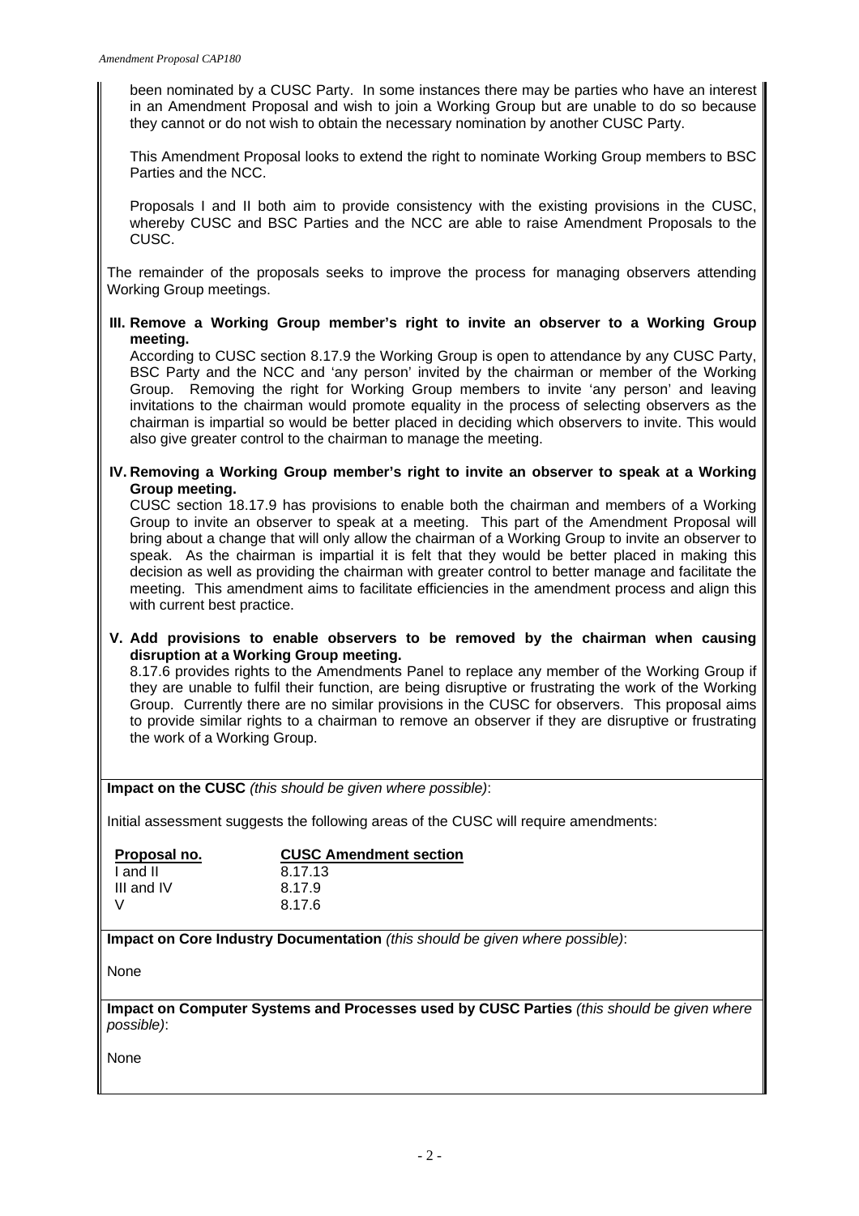been nominated by a CUSC Party. In some instances there may be parties who have an interest in an Amendment Proposal and wish to join a Working Group but are unable to do so because they cannot or do not wish to obtain the necessary nomination by another CUSC Party.

This Amendment Proposal looks to extend the right to nominate Working Group members to BSC Parties and the NCC.

Proposals I and II both aim to provide consistency with the existing provisions in the CUSC, whereby CUSC and BSC Parties and the NCC are able to raise Amendment Proposals to the CUSC.

The remainder of the proposals seeks to improve the process for managing observers attending Working Group meetings.

**III. Remove a Working Group member's right to invite an observer to a Working Group meeting.**

According to CUSC section 8.17.9 the Working Group is open to attendance by any CUSC Party, BSC Party and the NCC and 'any person' invited by the chairman or member of the Working Group. Removing the right for Working Group members to invite 'any person' and leaving invitations to the chairman would promote equality in the process of selecting observers as the chairman is impartial so would be better placed in deciding which observers to invite. This would also give greater control to the chairman to manage the meeting.

**IV. Removing a Working Group member's right to invite an observer to speak at a Working Group meeting.**

CUSC section 18.17.9 has provisions to enable both the chairman and members of a Working Group to invite an observer to speak at a meeting. This part of the Amendment Proposal will bring about a change that will only allow the chairman of a Working Group to invite an observer to speak. As the chairman is impartial it is felt that they would be better placed in making this decision as well as providing the chairman with greater control to better manage and facilitate the meeting. This amendment aims to facilitate efficiencies in the amendment process and align this with current best practice.

**V. Add provisions to enable observers to be removed by the chairman when causing disruption at a Working Group meeting.**

8.17.6 provides rights to the Amendments Panel to replace any member of the Working Group if they are unable to fulfil their function, are being disruptive or frustrating the work of the Working Group. Currently there are no similar provisions in the CUSC for observers. This proposal aims to provide similar rights to a chairman to remove an observer if they are disruptive or frustrating the work of a Working Group.

**Impact on the CUSC** *(this should be given where possible)*:

Initial assessment suggests the following areas of the CUSC will require amendments:

| Proposal no. | CUSC Amendment section |
|---|---|
| I and II | 8.17.13 |
| III and IV | 8.17.9 |
| V | 8.17.6 |

**Impact on Core Industry Documentation** *(this should be given where possible)*:

None

**Impact on Computer Systems and Processes used by CUSC Parties** *(this should be given where possible)*:

None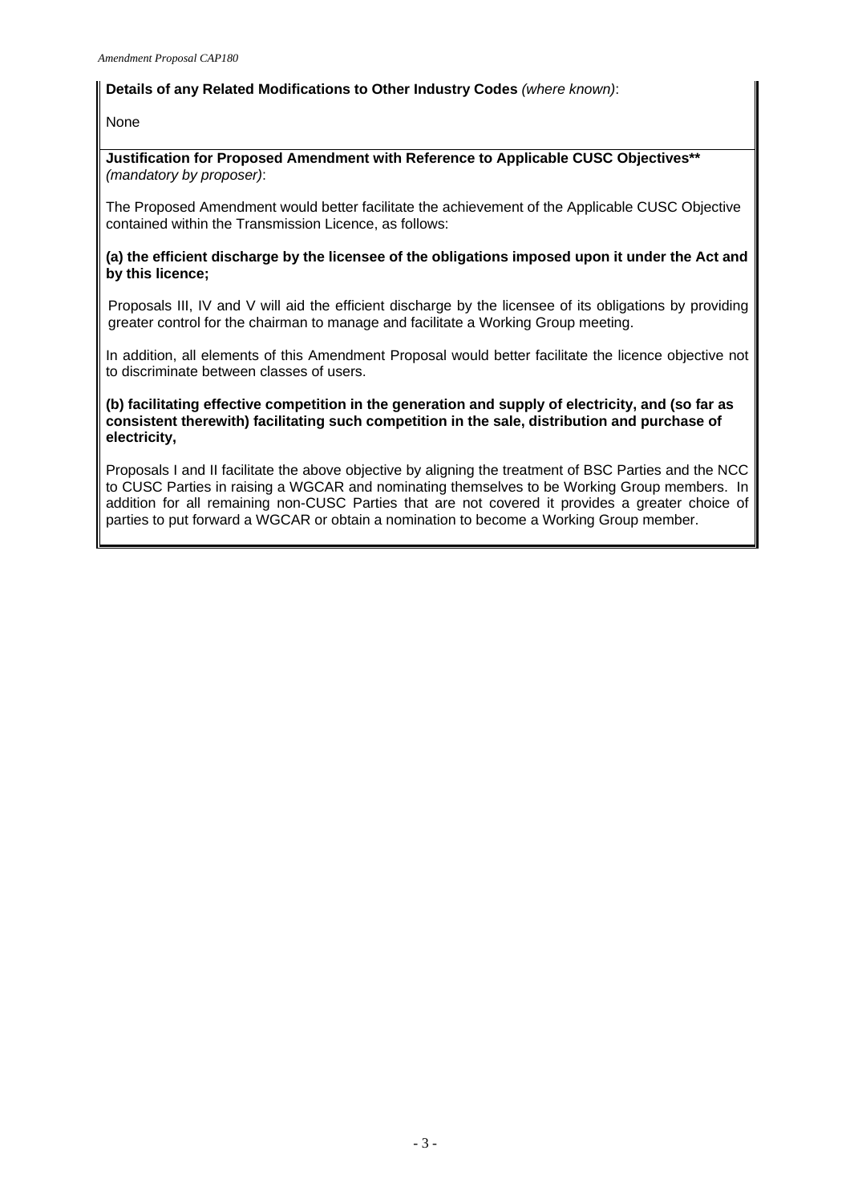**Details of any Related Modifications to Other Industry Codes** *(where known)*:

None

**Justification for Proposed Amendment with Reference to Applicable CUSC Objectives**** *(mandatory by proposer)*:

The Proposed Amendment would better facilitate the achievement of the Applicable CUSC Objective contained within the Transmission Licence, as follows:

**(a) the efficient discharge by the licensee of the obligations imposed upon it under the Act and by this licence;**

Proposals III, IV and V will aid the efficient discharge by the licensee of its obligations by providing greater control for the chairman to manage and facilitate a Working Group meeting.

In addition, all elements of this Amendment Proposal would better facilitate the licence objective not to discriminate between classes of users.

**(b) facilitating effective competition in the generation and supply of electricity, and (so far as consistent therewith) facilitating such competition in the sale, distribution and purchase of electricity,**

Proposals I and II facilitate the above objective by aligning the treatment of BSC Parties and the NCC to CUSC Parties in raising a WGCAR and nominating themselves to be Working Group members. In addition for all remaining non-CUSC Parties that are not covered it provides a greater choice of parties to put forward a WGCAR or obtain a nomination to become a Working Group member.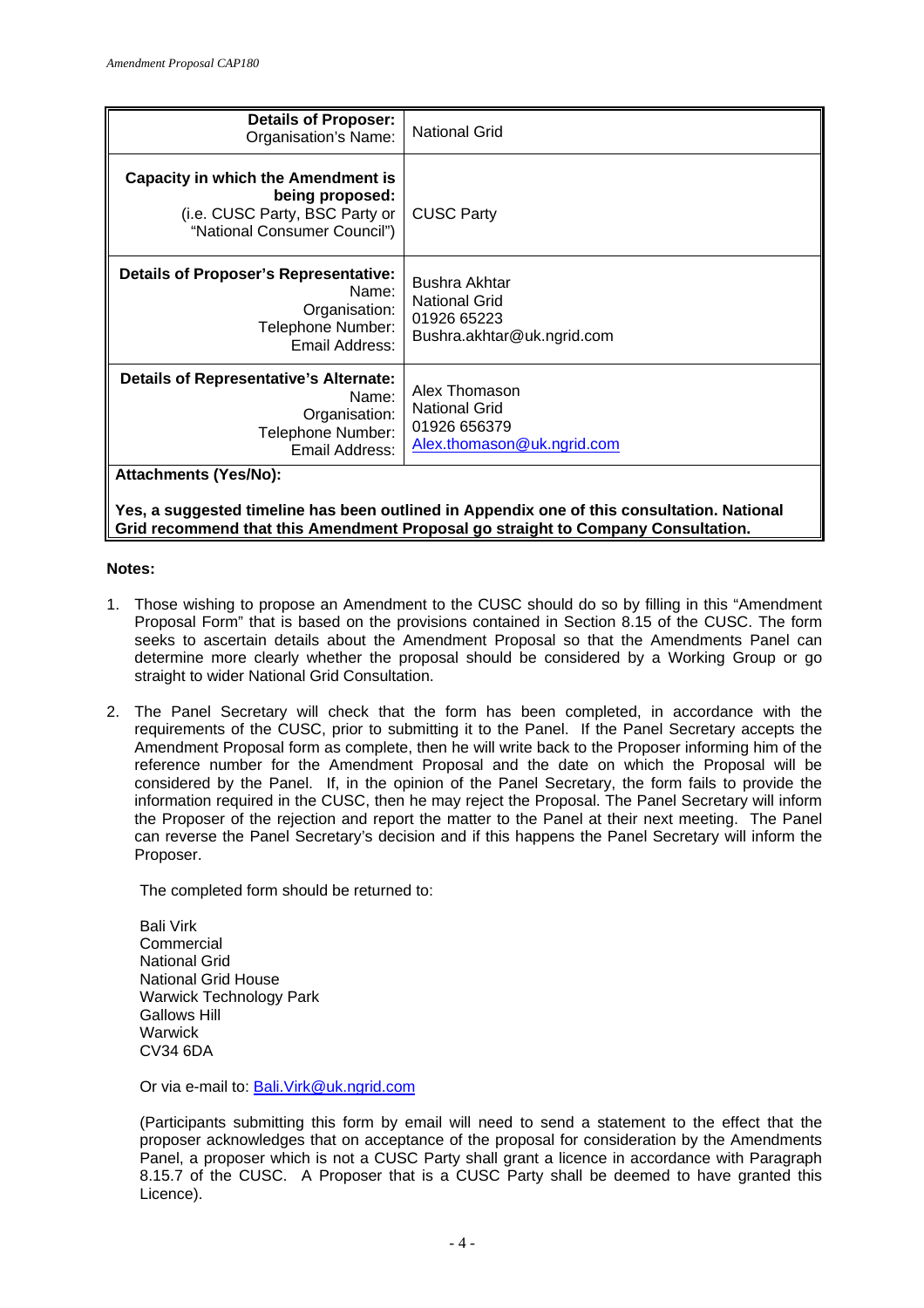| | |
|---|---|
| **Details of Proposer:** Organisation's Name: | National Grid |
| **Capacity in which the Amendment is being proposed:** (i.e. CUSC Party, BSC Party or "National Consumer Council") | CUSC Party |
| **Details of Proposer's Representative:** Name: Organisation: Telephone Number: Email Address: | Bushra Akhtar National Grid 01926 65223 Bushra.akhtar@uk.ngrid.com |
| **Details of Representative's Alternate:** Name: Organisation: Telephone Number: Email Address: | Alex Thomason National Grid 01926 656379 Alex.thomason@uk.ngrid.com |
| **Attachments (Yes/No):** **Yes, a suggested timeline has been outlined in Appendix one of this consultation. National Grid recommend that this Amendment Proposal go straight to Company Consultation.** | |

**Notes:**

1. Those wishing to propose an Amendment to the CUSC should do so by filling in this "Amendment Proposal Form" that is based on the provisions contained in Section 8.15 of the CUSC. The form seeks to ascertain details about the Amendment Proposal so that the Amendments Panel can determine more clearly whether the proposal should be considered by a Working Group or go straight to wider National Grid Consultation.

2. The Panel Secretary will check that the form has been completed, in accordance with the requirements of the CUSC, prior to submitting it to the Panel. If the Panel Secretary accepts the Amendment Proposal form as complete, then he will write back to the Proposer informing him of the reference number for the Amendment Proposal and the date on which the Proposal will be considered by the Panel. If, in the opinion of the Panel Secretary, the form fails to provide the information required in the CUSC, then he may reject the Proposal. The Panel Secretary will inform the Proposer of the rejection and report the matter to the Panel at their next meeting. The Panel can reverse the Panel Secretary's decision and if this happens the Panel Secretary will inform the Proposer.

   The completed form should be returned to:

   Bali Virk
   Commercial
   National Grid
   National Grid House
   Warwick Technology Park
   Gallows Hill
   Warwick
   CV34 6DA

   Or via e-mail to: Bali.Virk@uk.ngrid.com

   (Participants submitting this form by email will need to send a statement to the effect that the proposer acknowledges that on acceptance of the proposal for consideration by the Amendments Panel, a proposer which is not a CUSC Party shall grant a licence in accordance with Paragraph 8.15.7 of the CUSC. A Proposer that is a CUSC Party shall be deemed to have granted this Licence).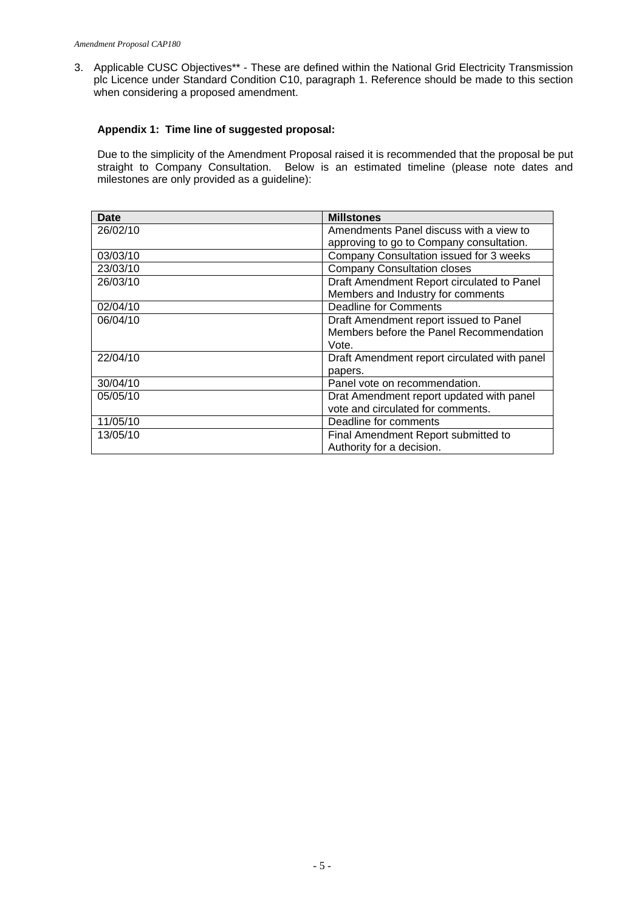3. Applicable CUSC Objectives** - These are defined within the National Grid Electricity Transmission plc Licence under Standard Condition C10, paragraph 1. Reference should be made to this section when considering a proposed amendment.

**Appendix 1: Time line of suggested proposal:**

Due to the simplicity of the Amendment Proposal raised it is recommended that the proposal be put straight to Company Consultation. Below is an estimated timeline (please note dates and milestones are only provided as a guideline):

| Date | Millstones |
|---|---|
| 26/02/10 | Amendments Panel discuss with a view to approving to go to Company consultation. |
| 03/03/10 | Company Consultation issued for 3 weeks |
| 23/03/10 | Company Consultation closes |
| 26/03/10 | Draft Amendment Report circulated to Panel Members and Industry for comments |
| 02/04/10 | Deadline for Comments |
| 06/04/10 | Draft Amendment report issued to Panel Members before the Panel Recommendation Vote. |
| 22/04/10 | Draft Amendment report circulated with panel papers. |
| 30/04/10 | Panel vote on recommendation. |
| 05/05/10 | Drat Amendment report updated with panel vote and circulated for comments. |
| 11/05/10 | Deadline for comments |
| 13/05/10 | Final Amendment Report submitted to Authority for a decision. |